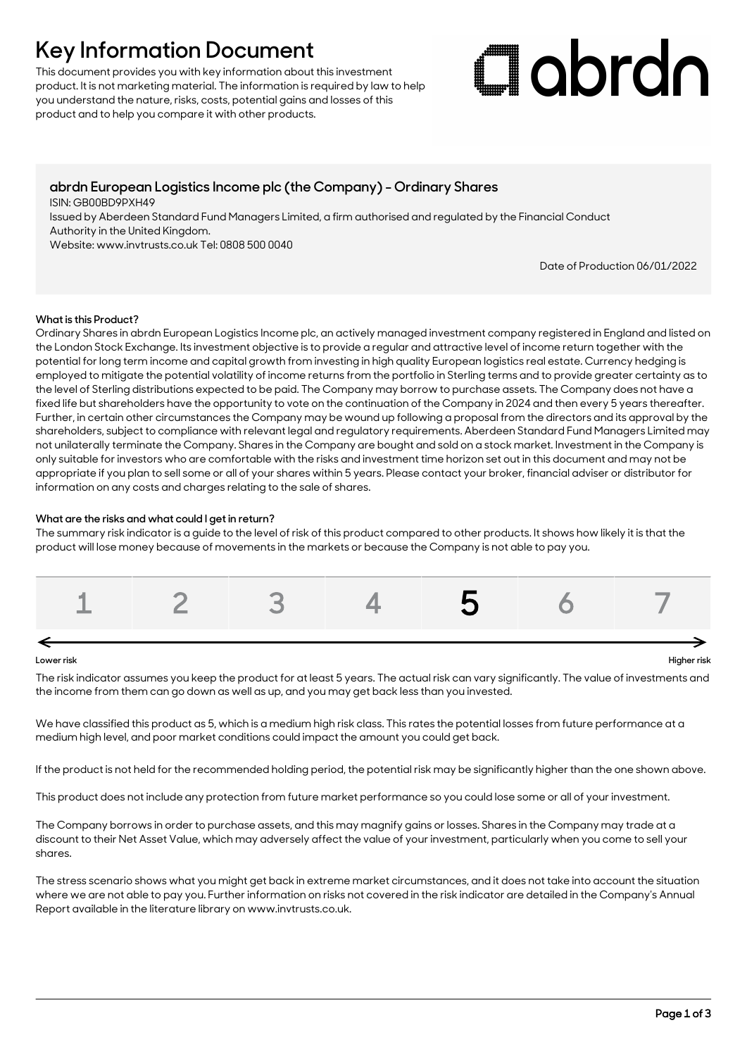# Key Information Document

This document provides you with key information about this investment product. It is not marketing material. The information is required by law to help you understand the nature, risks, costs, potential gains and losses of this product and to help you compare it with other products.

abrdn

## abrdn European Logistics Income plc (the Company) - Ordinary Shares

ISIN: GB00BD9PXH49

Issued by Aberdeen Standard Fund Managers Limited, a firm authorised and regulated by the Financial Conduct Authority in the United Kingdom.

Website: www.invtrusts.co.uk Tel: 0808 500 0040

Date of Production 06/01/2022

### What is this Product?

Ordinary Shares in abrdn European Logistics Income plc, an actively managed investment company registered in England and listed on the London Stock Exchange. Its investment objective is to provide a regular and attractive level of income return together with the potential for long term income and capital growth from investing in high quality European logistics real estate. Currency hedging is employed to mitigate the potential volatility of income returns from the portfolio in Sterling terms and to provide greater certainty as to the level of Sterling distributions expected to be paid. The Company may borrow to purchase assets. The Company does not have a fixed life but shareholders have the opportunity to vote on the continuation of the Company in 2024 and then every 5 years thereafter. Further, in certain other circumstances the Company may be wound up following a proposal from the directors and its approval by the shareholders, subject to compliance with relevant legal and regulatory requirements. Aberdeen Standard Fund Managers Limited may not unilaterally terminate the Company. Shares in the Company are bought and sold on a stock market. Investment in the Company is only suitable for investors who are comfortable with the risks and investment time horizon set out in this document and may not be appropriate if you plan to sell some or all of your shares within 5 years. Please contact your broker, financial adviser or distributor for information on any costs and charges relating to the sale of shares.

### What are the risks and what could I get in return?

The summary risk indicator is a guide to the level of risk of this product compared to other products. It shows how likely it is that the product will lose money because of movements in the markets or because the Company is not able to pay you.

| 1 | 2 | 3 | 4 | **5** | 6 | 7 |
|---|---|---|---|---|---|---|

Lower risk ← → Higher risk

The risk indicator assumes you keep the product for at least 5 years. The actual risk can vary significantly. The value of investments and the income from them can go down as well as up, and you may get back less than you invested.

We have classified this product as 5, which is a medium high risk class. This rates the potential losses from future performance at a medium high level, and poor market conditions could impact the amount you could get back.

If the product is not held for the recommended holding period, the potential risk may be significantly higher than the one shown above.

This product does not include any protection from future market performance so you could lose some or all of your investment.

The Company borrows in order to purchase assets, and this may magnify gains or losses. Shares in the Company may trade at a discount to their Net Asset Value, which may adversely affect the value of your investment, particularly when you come to sell your shares.

The stress scenario shows what you might get back in extreme market circumstances, and it does not take into account the situation where we are not able to pay you. Further information on risks not covered in the risk indicator are detailed in the Company's Annual Report available in the literature library on www.invtrusts.co.uk.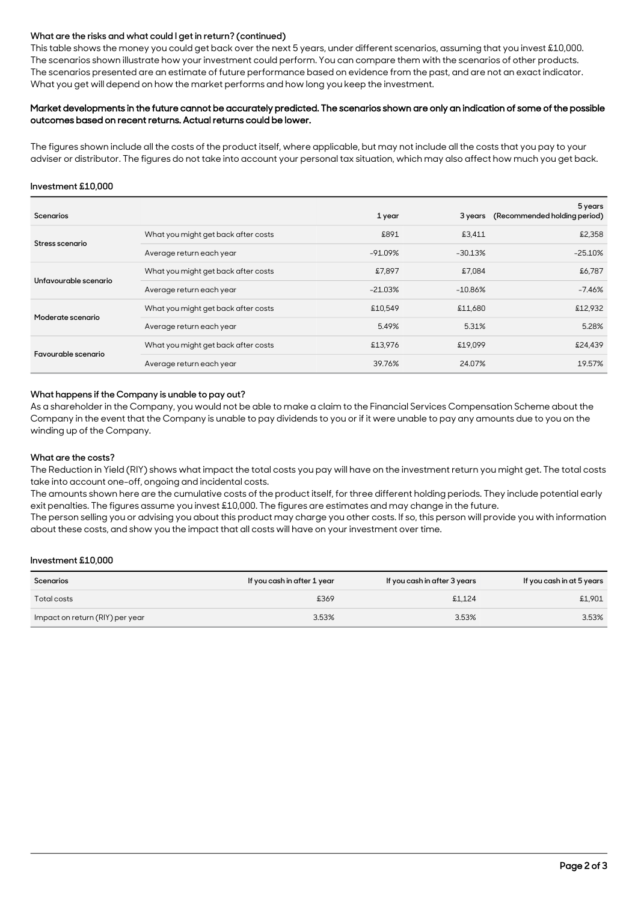### What are the risks and what could I get in return? (continued)

This table shows the money you could get back over the next 5 years, under different scenarios, assuming that you invest £10,000. The scenarios shown illustrate how your investment could perform. You can compare them with the scenarios of other products. The scenarios presented are an estimate of future performance based on evidence from the past, and are not an exact indicator. What you get will depend on how the market performs and how long you keep the investment.

**Market developments in the future cannot be accurately predicted. The scenarios shown are only an indication of some of the possible outcomes based on recent returns. Actual returns could be lower.**

The figures shown include all the costs of the product itself, where applicable, but may not include all the costs that you pay to your adviser or distributor. The figures do not take into account your personal tax situation, which may also affect how much you get back.

**Investment £10,000**

| Scenarios | | 1 year | 3 years | 5 years (Recommended holding period) |
|---|---|---|---|---|
| Stress scenario | What you might get back after costs | £891 | £3,411 | £2,358 |
| | Average return each year | -91.09% | -30.13% | -25.10% |
| Unfavourable scenario | What you might get back after costs | £7,897 | £7,084 | £6,787 |
| | Average return each year | -21.03% | -10.86% | -7.46% |
| Moderate scenario | What you might get back after costs | £10,549 | £11,680 | £12,932 |
| | Average return each year | 5.49% | 5.31% | 5.28% |
| Favourable scenario | What you might get back after costs | £13,976 | £19,099 | £24,439 |
| | Average return each year | 39.76% | 24.07% | 19.57% |

### What happens if the Company is unable to pay out?

As a shareholder in the Company, you would not be able to make a claim to the Financial Services Compensation Scheme about the Company in the event that the Company is unable to pay dividends to you or if it were unable to pay any amounts due to you on the winding up of the Company.

### What are the costs?

The Reduction in Yield (RIY) shows what impact the total costs you pay will have on the investment return you might get. The total costs take into account one-off, ongoing and incidental costs.

The amounts shown here are the cumulative costs of the product itself, for three different holding periods. They include potential early exit penalties. The figures assume you invest £10,000. The figures are estimates and may change in the future.

The person selling you or advising you about this product may charge you other costs. If so, this person will provide you with information about these costs, and show you the impact that all costs will have on your investment over time.

**Investment £10,000**

| Scenarios | If you cash in after 1 year | If you cash in after 3 years | If you cash in at 5 years |
|---|---|---|---|
| Total costs | £369 | £1,124 | £1,901 |
| Impact on return (RIY) per year | 3.53% | 3.53% | 3.53% |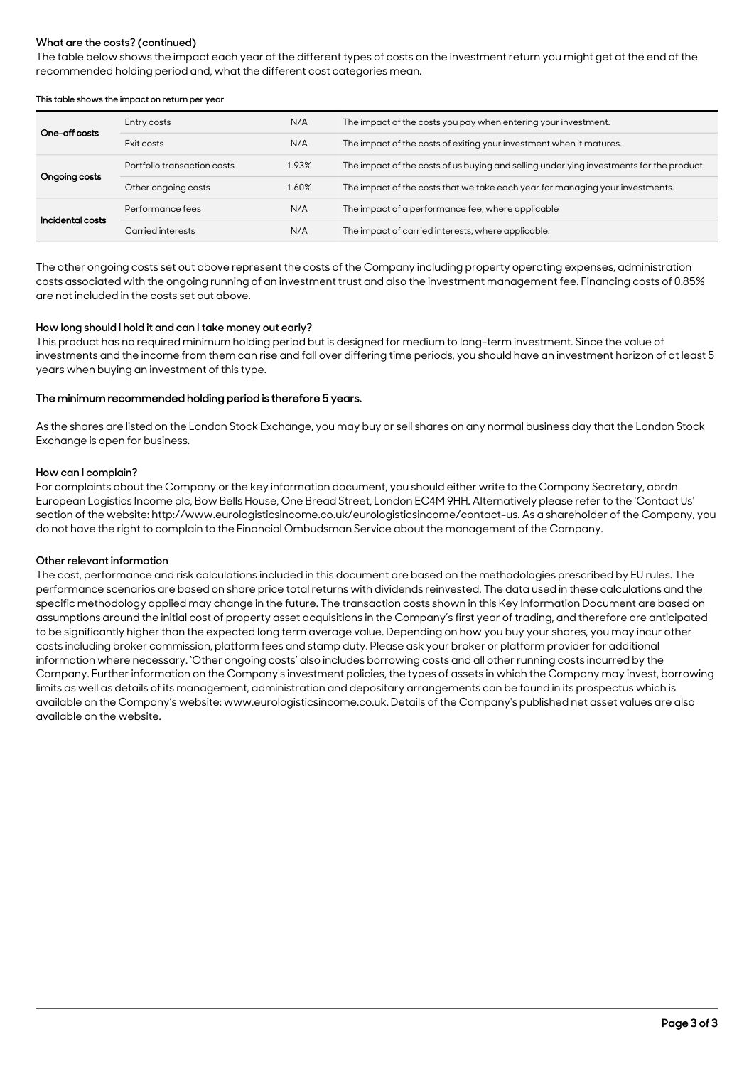### What are the costs? (continued)

The table below shows the impact each year of the different types of costs on the investment return you might get at the end of the recommended holding period and, what the different cost categories mean.

**This table shows the impact on return per year**

| | | | |
|---|---|---|---|
| **One-off costs** | Entry costs | N/A | The impact of the costs you pay when entering your investment. |
| | Exit costs | N/A | The impact of the costs of exiting your investment when it matures. |
| **Ongoing costs** | Portfolio transaction costs | 1.93% | The impact of the costs of us buying and selling underlying investments for the product. |
| | Other ongoing costs | 1.60% | The impact of the costs that we take each year for managing your investments. |
| **Incidental costs** | Performance fees | N/A | The impact of a performance fee, where applicable |
| | Carried interests | N/A | The impact of carried interests, where applicable. |

The other ongoing costs set out above represent the costs of the Company including property operating expenses, administration costs associated with the ongoing running of an investment trust and also the investment management fee. Financing costs of 0.85% are not included in the costs set out above.

### How long should I hold it and can I take money out early?

This product has no required minimum holding period but is designed for medium to long-term investment. Since the value of investments and the income from them can rise and fall over differing time periods, you should have an investment horizon of at least 5 years when buying an investment of this type.

**The minimum recommended holding period is therefore 5 years.**

As the shares are listed on the London Stock Exchange, you may buy or sell shares on any normal business day that the London Stock Exchange is open for business.

### How can I complain?

For complaints about the Company or the key information document, you should either write to the Company Secretary, abrdn European Logistics Income plc, Bow Bells House, One Bread Street, London EC4M 9HH. Alternatively please refer to the 'Contact Us' section of the website: http://www.eurologisticsincome.co.uk/eurologisticsincome/contact-us. As a shareholder of the Company, you do not have the right to complain to the Financial Ombudsman Service about the management of the Company.

### Other relevant information

The cost, performance and risk calculations included in this document are based on the methodologies prescribed by EU rules. The performance scenarios are based on share price total returns with dividends reinvested. The data used in these calculations and the specific methodology applied may change in the future. The transaction costs shown in this Key Information Document are based on assumptions around the initial cost of property asset acquisitions in the Company's first year of trading, and therefore are anticipated to be significantly higher than the expected long term average value. Depending on how you buy your shares, you may incur other costs including broker commission, platform fees and stamp duty. Please ask your broker or platform provider for additional information where necessary. 'Other ongoing costs' also includes borrowing costs and all other running costs incurred by the Company. Further information on the Company's investment policies, the types of assets in which the Company may invest, borrowing limits as well as details of its management, administration and depositary arrangements can be found in its prospectus which is available on the Company's website: www.eurologisticsincome.co.uk. Details of the Company's published net asset values are also available on the website.